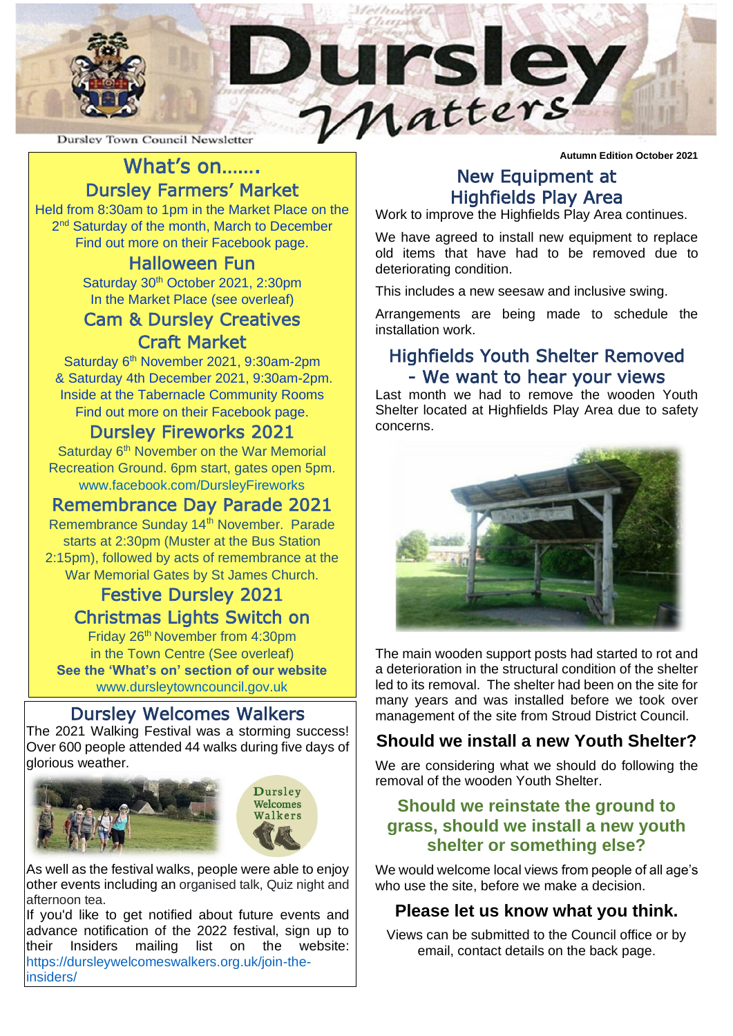# Dursley Matters

Dursley Town Council Newsletter

**Autumn Edition October 2021**

## What's on…….

### Dursley Farmers' Market

Held from 8:30am to 1pm in the Market Place on the 2nd Saturday of the month, March to December
Find out more on their Facebook page.

### Halloween Fun

Saturday 30th October 2021, 2:30pm
In the Market Place (see overleaf)

### Cam & Dursley Creatives Craft Market

Saturday 6th November 2021, 9:30am-2pm
& Saturday 4th December 2021, 9:30am-2pm.
Inside at the Tabernacle Community Rooms
Find out more on their Facebook page.

### Dursley Fireworks 2021

Saturday 6th November on the War Memorial Recreation Ground. 6pm start, gates open 5pm.
www.facebook.com/DursleyFireworks

### Remembrance Day Parade 2021

Remembrance Sunday 14th November. Parade starts at 2:30pm (Muster at the Bus Station 2:15pm), followed by acts of remembrance at the War Memorial Gates by St James Church.

### Festive Dursley 2021 Christmas Lights Switch on

Friday 26th November from 4:30pm
in the Town Centre (See overleaf)

**See the 'What's on' section of our website**
www.dursleytowncouncil.gov.uk

## Dursley Welcomes Walkers

The 2021 Walking Festival was a storming success! Over 600 people attended 44 walks during five days of glorious weather.

As well as the festival walks, people were able to enjoy other events including an organised talk, Quiz night and afternoon tea.

If you'd like to get notified about future events and advance notification of the 2022 festival, sign up to their Insiders mailing list on the website: https://dursleywelcomeswalkers.org.uk/join-the-insiders/

## New Equipment at Highfields Play Area

Work to improve the Highfields Play Area continues.

We have agreed to install new equipment to replace old items that have had to be removed due to deteriorating condition.

This includes a new seesaw and inclusive swing.

Arrangements are being made to schedule the installation work.

## Highfields Youth Shelter Removed - We want to hear your views

Last month we had to remove the wooden Youth Shelter located at Highfields Play Area due to safety concerns.

The main wooden support posts had started to rot and a deterioration in the structural condition of the shelter led to its removal. The shelter had been on the site for many years and was installed before we took over management of the site from Stroud District Council.

### Should we install a new Youth Shelter?

We are considering what we should do following the removal of the wooden Youth Shelter.

### Should we reinstate the ground to grass, should we install a new youth shelter or something else?

We would welcome local views from people of all age's who use the site, before we make a decision.

### Please let us know what you think.

Views can be submitted to the Council office or by email, contact details on the back page.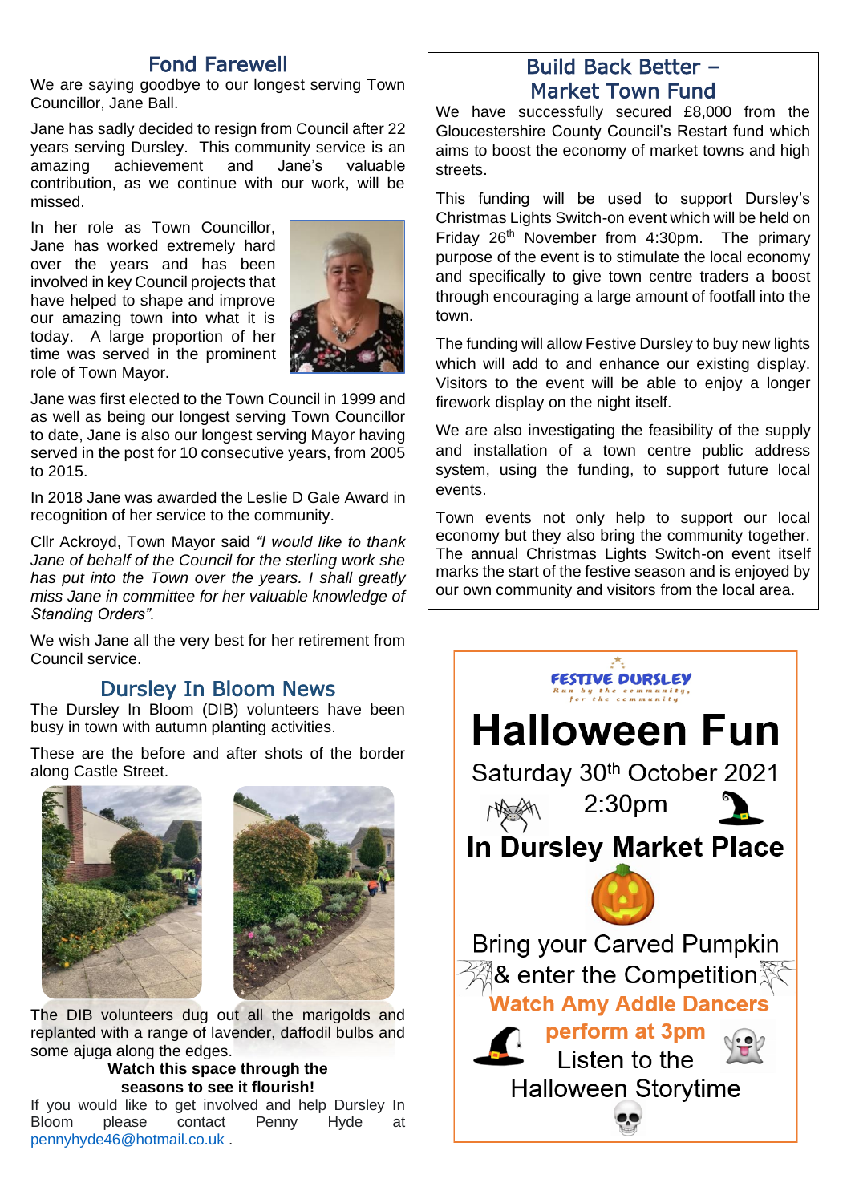## Fond Farewell

We are saying goodbye to our longest serving Town Councillor, Jane Ball.

Jane has sadly decided to resign from Council after 22 years serving Dursley. This community service is an amazing achievement and Jane's valuable contribution, as we continue with our work, will be missed.

In her role as Town Councillor, Jane has worked extremely hard over the years and has been involved in key Council projects that have helped to shape and improve our amazing town into what it is today. A large proportion of her time was served in the prominent role of Town Mayor.

Jane was first elected to the Town Council in 1999 and as well as being our longest serving Town Councillor to date, Jane is also our longest serving Mayor having served in the post for 10 consecutive years, from 2005 to 2015.

In 2018 Jane was awarded the Leslie D Gale Award in recognition of her service to the community.

Cllr Ackroyd, Town Mayor said *"I would like to thank Jane of behalf of the Council for the sterling work she has put into the Town over the years. I shall greatly miss Jane in committee for her valuable knowledge of Standing Orders".*

We wish Jane all the very best for her retirement from Council service.

## Dursley In Bloom News

The Dursley In Bloom (DIB) volunteers have been busy in town with autumn planting activities.

These are the before and after shots of the border along Castle Street.

The DIB volunteers dug out all the marigolds and replanted with a range of lavender, daffodil bulbs and some ajuga along the edges.

**Watch this space through the seasons to see it flourish!**

If you would like to get involved and help Dursley In Bloom please contact Penny Hyde at pennyhyde46@hotmail.co.uk .

## Build Back Better – Market Town Fund

We have successfully secured £8,000 from the Gloucestershire County Council's Restart fund which aims to boost the economy of market towns and high streets.

This funding will be used to support Dursley's Christmas Lights Switch-on event which will be held on Friday 26th November from 4:30pm. The primary purpose of the event is to stimulate the local economy and specifically to give town centre traders a boost through encouraging a large amount of footfall into the town.

The funding will allow Festive Dursley to buy new lights which will add to and enhance our existing display. Visitors to the event will be able to enjoy a longer firework display on the night itself.

We are also investigating the feasibility of the supply and installation of a town centre public address system, using the funding, to support future local events.

Town events not only help to support our local economy but they also bring the community together. The annual Christmas Lights Switch-on event itself marks the start of the festive season and is enjoyed by our own community and visitors from the local area.

FESTIVE DURSLEY
Run by the community, for the community

# Halloween Fun

Saturday 30th October 2021

2:30pm

## In Dursley Market Place

Bring your Carved Pumpkin & enter the Competition

**Watch Amy Addle Dancers perform at 3pm**

Listen to the Halloween Storytime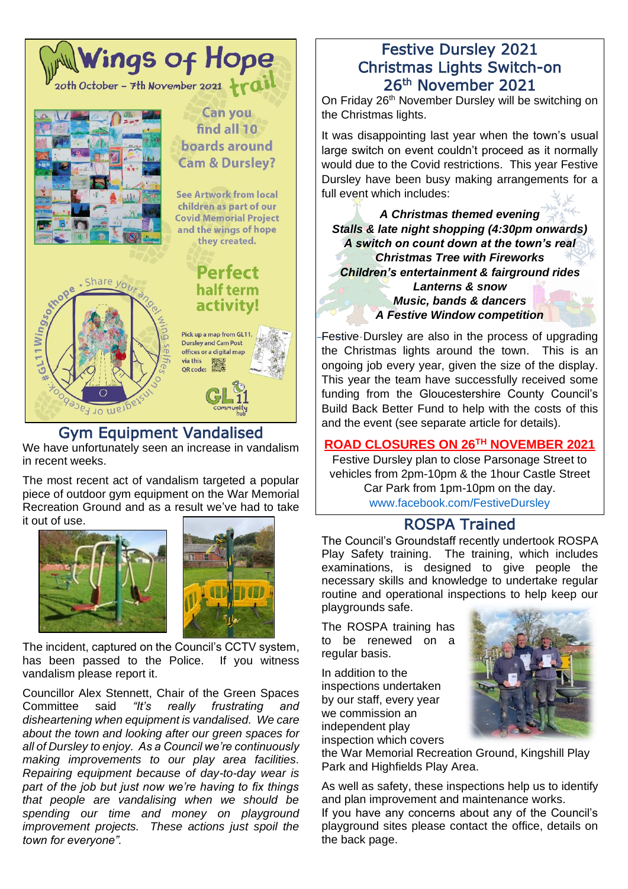# Wings of Hope trail

20th October – 7th November 2021

Can you find all 10 boards around Cam & Dursley?

See Artwork from local children as part of our Covid Memorial Project and the wings of hope they created.

Perfect half term activity!

Pick up a map from GL11, Dursley and Cam Post offices or a digital map via this QR code:

Share your angel wing selfies on Instagram or Facebook. #GL11Wingsofhope

GL11 community hub

## Gym Equipment Vandalised

We have unfortunately seen an increase in vandalism in recent weeks.

The most recent act of vandalism targeted a popular piece of outdoor gym equipment on the War Memorial Recreation Ground and as a result we've had to take it out of use.

The incident, captured on the Council's CCTV system, has been passed to the Police. If you witness vandalism please report it.

Councillor Alex Stennett, Chair of the Green Spaces Committee said *"It's really frustrating and disheartening when equipment is vandalised. We care about the town and looking after our green spaces for all of Dursley to enjoy. As a Council we're continuously making improvements to our play area facilities. Repairing equipment because of day-to-day wear is part of the job but just now we're having to fix things that people are vandalising when we should be spending our time and money on playground improvement projects. These actions just spoil the town for everyone".*

## Festive Dursley 2021 Christmas Lights Switch-on 26th November 2021

On Friday 26th November Dursley will be switching on the Christmas lights.

It was disappointing last year when the town's usual large switch on event couldn't proceed as it normally would due to the Covid restrictions. This year Festive Dursley have been busy making arrangements for a full event which includes:

***A Christmas themed evening***
***Stalls & late night shopping (4:30pm onwards)***
***A switch on count down at the town's real Christmas Tree with Fireworks***
***Children's entertainment & fairground rides***
***Lanterns & snow***
***Music, bands & dancers***
***A Festive Window competition***

Festive Dursley are also in the process of upgrading the Christmas lights around the town. This is an ongoing job every year, given the size of the display. This year the team have successfully received some funding from the Gloucestershire County Council's Build Back Better Fund to help with the costs of this and the event (see separate article for details).

**ROAD CLOSURES ON 26TH NOVEMBER 2021**

Festive Dursley plan to close Parsonage Street to vehicles from 2pm-10pm & the 1hour Castle Street Car Park from 1pm-10pm on the day.
www.facebook.com/FestiveDursley

## ROSPA Trained

The Council's Groundstaff recently undertook ROSPA Play Safety training. The training, which includes examinations, is designed to give people the necessary skills and knowledge to undertake regular routine and operational inspections to help keep our playgrounds safe.

The ROSPA training has to be renewed on a regular basis.

In addition to the inspections undertaken by our staff, every year we commission an independent play inspection which covers the War Memorial Recreation Ground, Kingshill Play Park and Highfields Play Area.

As well as safety, these inspections help us to identify and plan improvement and maintenance works.
If you have any concerns about any of the Council's playground sites please contact the office, details on the back page.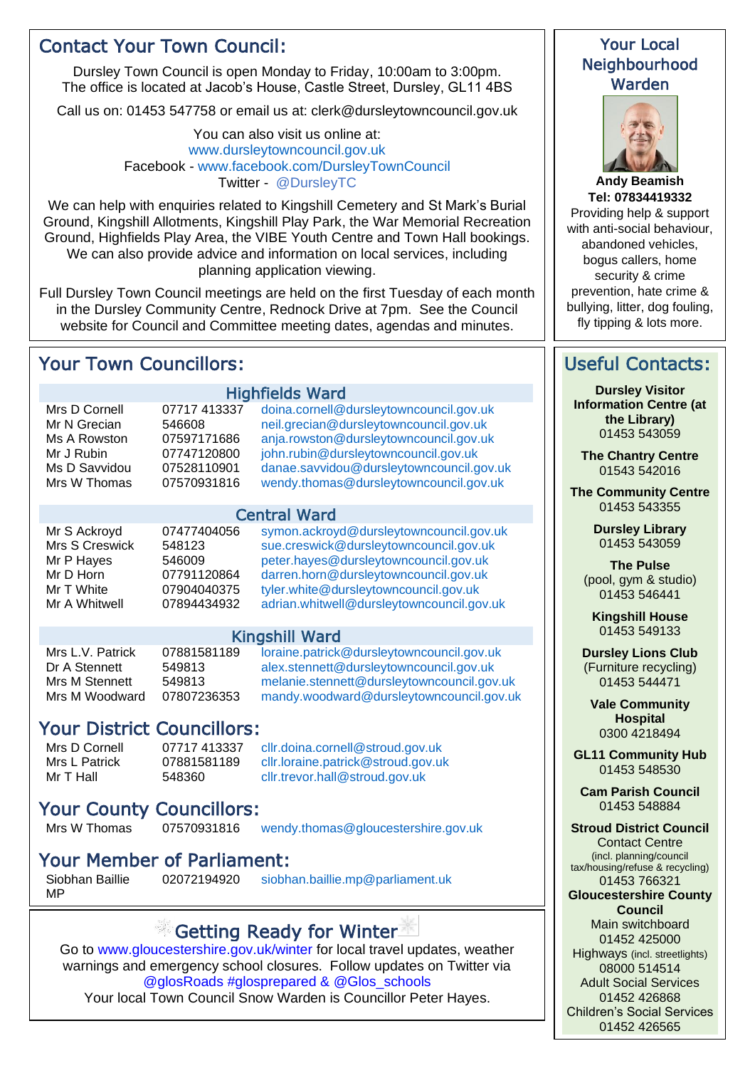## Contact Your Town Council:

Dursley Town Council is open Monday to Friday, 10:00am to 3:00pm.
The office is located at Jacob's House, Castle Street, Dursley, GL11 4BS

Call us on: 01453 547758 or email us at: clerk@dursleytowncouncil.gov.uk

You can also visit us online at:
www.dursleytowncouncil.gov.uk
Facebook - www.facebook.com/DursleyTownCouncil
Twitter - @DursleyTC

We can help with enquiries related to Kingshill Cemetery and St Mark's Burial Ground, Kingshill Allotments, Kingshill Play Park, the War Memorial Recreation Ground, Highfields Play Area, the VIBE Youth Centre and Town Hall bookings. We can also provide advice and information on local services, including planning application viewing.

Full Dursley Town Council meetings are held on the first Tuesday of each month in the Dursley Community Centre, Rednock Drive at 7pm. See the Council website for Council and Committee meeting dates, agendas and minutes.

## Your Local Neighbourhood Warden

**Andy Beamish**
**Tel: 07834419332**
Providing help & support with anti-social behaviour, abandoned vehicles, bogus callers, home security & crime prevention, hate crime & bullying, litter, dog fouling, fly tipping & lots more.

## Your Town Councillors:

### Highfields Ward

| | | |
|---|---|---|
| Mrs D Cornell | 07717 413337 | doina.cornell@dursleytowncouncil.gov.uk |
| Mr N Grecian | 546608 | neil.grecian@dursleytowncouncil.gov.uk |
| Ms A Rowston | 07597171686 | anja.rowston@dursleytowncouncil.gov.uk |
| Mr J Rubin | 07747120800 | john.rubin@dursleytowncouncil.gov.uk |
| Ms D Savvidou | 07528110901 | danae.savvidou@dursleytowncouncil.gov.uk |
| Mrs W Thomas | 07570931816 | wendy.thomas@dursleytowncouncil.gov.uk |

### Central Ward

| | | |
|---|---|---|
| Mr S Ackroyd | 07477404056 | symon.ackroyd@dursleytowncouncil.gov.uk |
| Mrs S Creswick | 548123 | sue.creswick@dursleytowncouncil.gov.uk |
| Mr P Hayes | 546009 | peter.hayes@dursleytowncouncil.gov.uk |
| Mr D Horn | 07791120864 | darren.horn@dursleytowncouncil.gov.uk |
| Mr T White | 07904040375 | tyler.white@dursleytowncouncil.gov.uk |
| Mr A Whitwell | 07894434932 | adrian.whitwell@dursleytowncouncil.gov.uk |

### Kingshill Ward

| | | |
|---|---|---|
| Mrs L.V. Patrick | 07881581189 | loraine.patrick@dursleytowncouncil.gov.uk |
| Dr A Stennett | 549813 | alex.stennett@dursleytowncouncil.gov.uk |
| Mrs M Stennett | 549813 | melanie.stennett@dursleytowncouncil.gov.uk |
| Mrs M Woodward | 07807236353 | mandy.woodward@dursleytowncouncil.gov.uk |

## Your District Councillors:

| | | |
|---|---|---|
| Mrs D Cornell | 07717 413337 | cllr.doina.cornell@stroud.gov.uk |
| Mrs L Patrick | 07881581189 | cllr.loraine.patrick@stroud.gov.uk |
| Mr T Hall | 548360 | cllr.trevor.hall@stroud.gov.uk |

## Your County Councillors:

| | | |
|---|---|---|
| Mrs W Thomas | 07570931816 | wendy.thomas@gloucestershire.gov.uk |

## Your Member of Parliament:

| | | |
|---|---|---|
| Siobhan Baillie MP | 02072194920 | siobhan.baillie.mp@parliament.uk |

## Getting Ready for Winter

Go to www.gloucestershire.gov.uk/winter for local travel updates, weather warnings and emergency school closures. Follow updates on Twitter via @glosRoads #glosprepared & @Glos_schools
Your local Town Council Snow Warden is Councillor Peter Hayes.

## Useful Contacts:

**Dursley Visitor Information Centre (at the Library)**
01453 543059

**The Chantry Centre**
01543 542016

**The Community Centre**
01453 543355

**Dursley Library**
01453 543059

**The Pulse**
(pool, gym & studio)
01453 546441

**Kingshill House**
01453 549133

**Dursley Lions Club**
(Furniture recycling)
01453 544471

**Vale Community Hospital**
0300 4218494

**GL11 Community Hub**
01453 548530

**Cam Parish Council**
01453 548884

**Stroud District Council**
Contact Centre
(incl. planning/council tax/housing/refuse & recycling)
01453 766321

**Gloucestershire County Council**
Main switchboard
01452 425000
Highways (incl. streetlights)
08000 514514
Adult Social Services
01452 426868
Children's Social Services
01452 426565